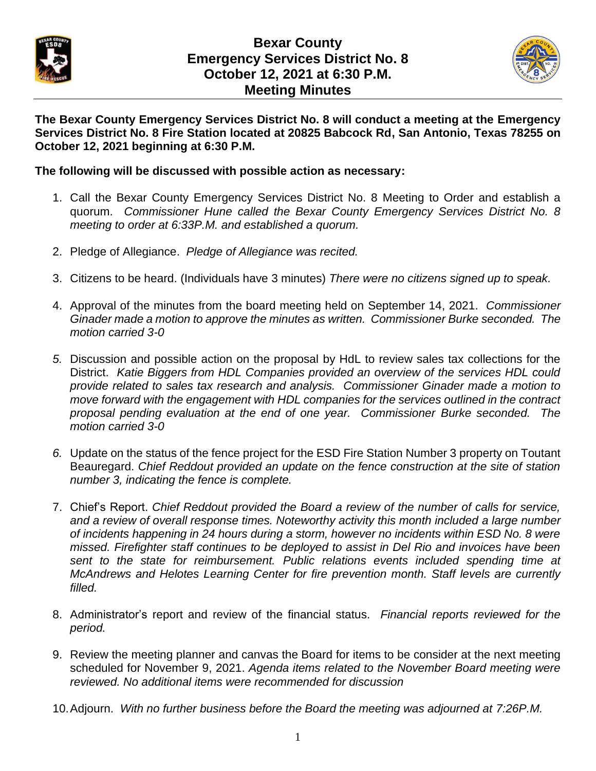# Bexar County
# Emergency Services District No. 8
# October 12, 2021 at 6:30 P.M.
# Meeting Minutes

**The Bexar County Emergency Services District No. 8 will conduct a meeting at the Emergency Services District No. 8 Fire Station located at 20825 Babcock Rd, San Antonio, Texas 78255 on October 12, 2021 beginning at 6:30 P.M.**

**The following will be discussed with possible action as necessary:**

1. Call the Bexar County Emergency Services District No. 8 Meeting to Order and establish a quorum. *Commissioner Hune called the Bexar County Emergency Services District No. 8 meeting to order at 6:33P.M. and established a quorum.*

2. Pledge of Allegiance. *Pledge of Allegiance was recited.*

3. Citizens to be heard. (Individuals have 3 minutes) *There were no citizens signed up to speak.*

4. Approval of the minutes from the board meeting held on September 14, 2021. *Commissioner Ginader made a motion to approve the minutes as written. Commissioner Burke seconded. The motion carried 3-0*

5. Discussion and possible action on the proposal by HdL to review sales tax collections for the District. *Katie Biggers from HDL Companies provided an overview of the services HDL could provide related to sales tax research and analysis. Commissioner Ginader made a motion to move forward with the engagement with HDL companies for the services outlined in the contract proposal pending evaluation at the end of one year. Commissioner Burke seconded. The motion carried 3-0*

6. Update on the status of the fence project for the ESD Fire Station Number 3 property on Toutant Beauregard. *Chief Reddout provided an update on the fence construction at the site of station number 3, indicating the fence is complete.*

7. Chief's Report. *Chief Reddout provided the Board a review of the number of calls for service, and a review of overall response times. Noteworthy activity this month included a large number of incidents happening in 24 hours during a storm, however no incidents within ESD No. 8 were missed. Firefighter staff continues to be deployed to assist in Del Rio and invoices have been sent to the state for reimbursement. Public relations events included spending time at McAndrews and Helotes Learning Center for fire prevention month. Staff levels are currently filled.*

8. Administrator's report and review of the financial status. *Financial reports reviewed for the period.*

9. Review the meeting planner and canvas the Board for items to be consider at the next meeting scheduled for November 9, 2021. *Agenda items related to the November Board meeting were reviewed. No additional items were recommended for discussion*

10. Adjourn. *With no further business before the Board the meeting was adjourned at 7:26P.M.*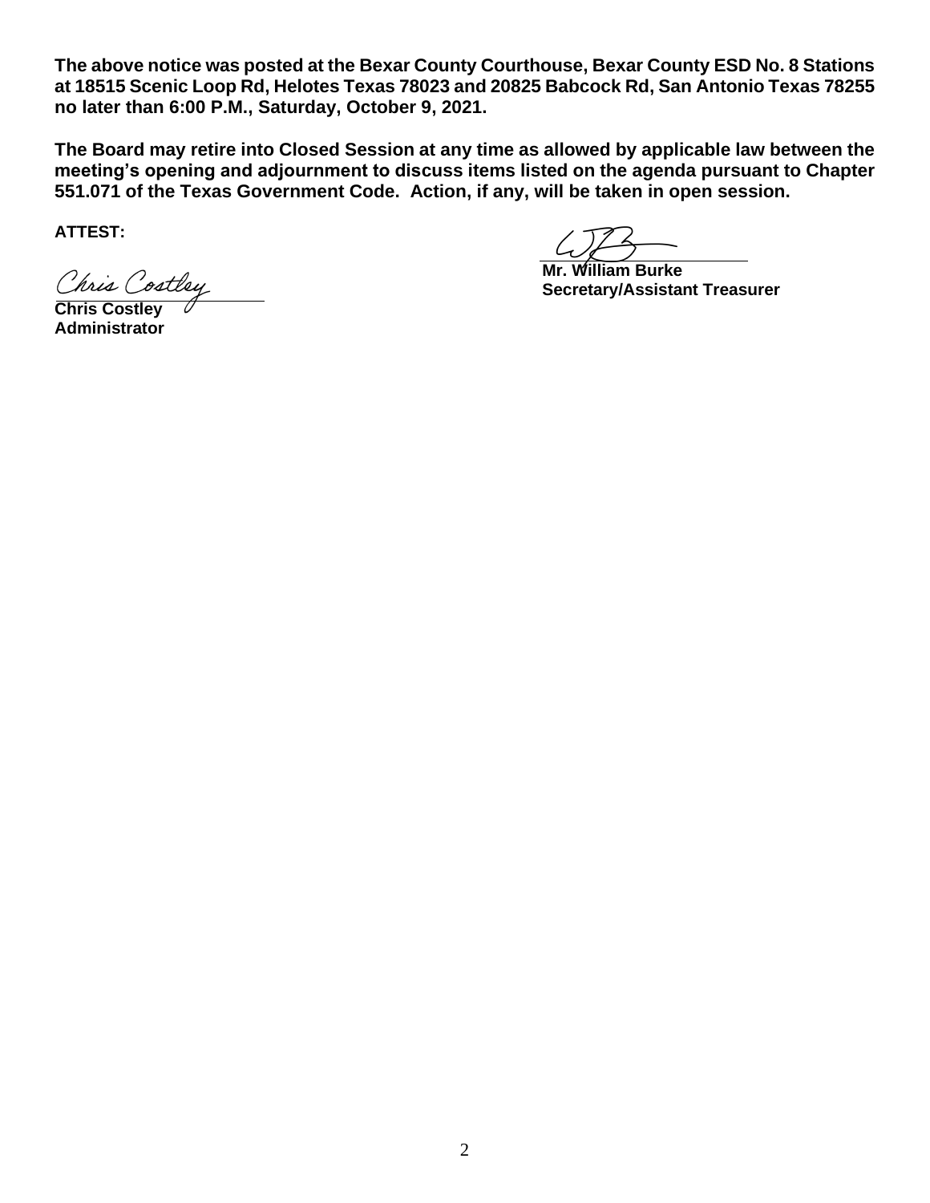**The above notice was posted at the Bexar County Courthouse, Bexar County ESD No. 8 Stations at 18515 Scenic Loop Rd, Helotes Texas 78023 and 20825 Babcock Rd, San Antonio Texas 78255 no later than 6:00 P.M., Saturday, October 9, 2021.**

**The Board may retire into Closed Session at any time as allowed by applicable law between the meeting's opening and adjournment to discuss items listed on the agenda pursuant to Chapter 551.071 of the Texas Government Code. Action, if any, will be taken in open session.**

**ATTEST:**

Chris Costley
**Chris Costley**
**Administrator**

**Mr. William Burke**
**Secretary/Assistant Treasurer**